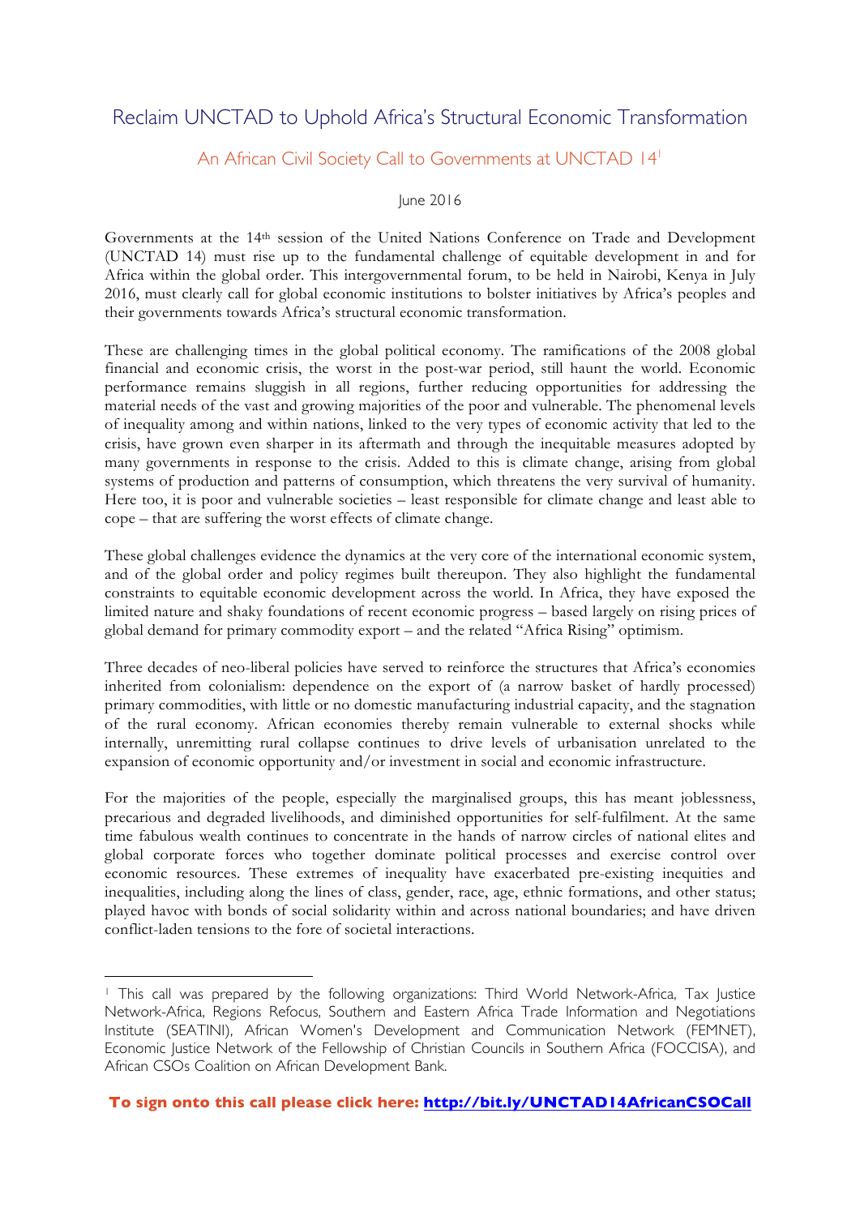# Reclaim UNCTAD to Uphold Africa's Structural Economic Transformation

## An African Civil Society Call to Governments at UNCTAD 14[1]

June 2016

Governments at the 14th session of the United Nations Conference on Trade and Development (UNCTAD 14) must rise up to the fundamental challenge of equitable development in and for Africa within the global order. This intergovernmental forum, to be held in Nairobi, Kenya in July 2016, must clearly call for global economic institutions to bolster initiatives by Africa's peoples and their governments towards Africa's structural economic transformation.

These are challenging times in the global political economy. The ramifications of the 2008 global financial and economic crisis, the worst in the post-war period, still haunt the world. Economic performance remains sluggish in all regions, further reducing opportunities for addressing the material needs of the vast and growing majorities of the poor and vulnerable. The phenomenal levels of inequality among and within nations, linked to the very types of economic activity that led to the crisis, have grown even sharper in its aftermath and through the inequitable measures adopted by many governments in response to the crisis. Added to this is climate change, arising from global systems of production and patterns of consumption, which threatens the very survival of humanity. Here too, it is poor and vulnerable societies – least responsible for climate change and least able to cope – that are suffering the worst effects of climate change.

These global challenges evidence the dynamics at the very core of the international economic system, and of the global order and policy regimes built thereupon. They also highlight the fundamental constraints to equitable economic development across the world. In Africa, they have exposed the limited nature and shaky foundations of recent economic progress – based largely on rising prices of global demand for primary commodity export – and the related "Africa Rising" optimism.

Three decades of neo-liberal policies have served to reinforce the structures that Africa's economies inherited from colonialism: dependence on the export of (a narrow basket of hardly processed) primary commodities, with little or no domestic manufacturing industrial capacity, and the stagnation of the rural economy. African economies thereby remain vulnerable to external shocks while internally, unremitting rural collapse continues to drive levels of urbanisation unrelated to the expansion of economic opportunity and/or investment in social and economic infrastructure.

For the majorities of the people, especially the marginalised groups, this has meant joblessness, precarious and degraded livelihoods, and diminished opportunities for self-fulfilment. At the same time fabulous wealth continues to concentrate in the hands of narrow circles of national elites and global corporate forces who together dominate political processes and exercise control over economic resources. These extremes of inequality have exacerbated pre-existing inequities and inequalities, including along the lines of class, gender, race, age, ethnic formations, and other status; played havoc with bonds of social solidarity within and across national boundaries; and have driven conflict-laden tensions to the fore of societal interactions.

---

[1] This call was prepared by the following organizations: Third World Network-Africa, Tax Justice Network-Africa, Regions Refocus, Southern and Eastern Africa Trade Information and Negotiations Institute (SEATINI), African Women's Development and Communication Network (FEMNET), Economic Justice Network of the Fellowship of Christian Councils in Southern Africa (FOCCISA), and African CSOs Coalition on African Development Bank.

**To sign onto this call please click here: http://bit.ly/UNCTAD14AfricanCSOCall**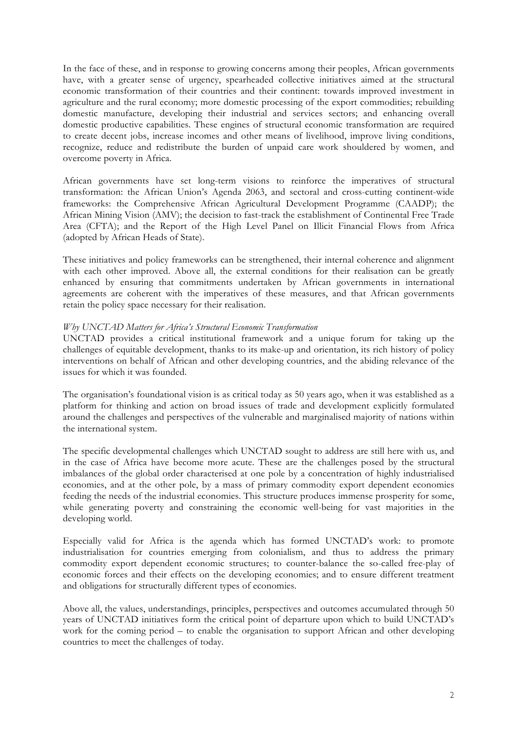In the face of these, and in response to growing concerns among their peoples, African governments have, with a greater sense of urgency, spearheaded collective initiatives aimed at the structural economic transformation of their countries and their continent: towards improved investment in agriculture and the rural economy; more domestic processing of the export commodities; rebuilding domestic manufacture, developing their industrial and services sectors; and enhancing overall domestic productive capabilities. These engines of structural economic transformation are required to create decent jobs, increase incomes and other means of livelihood, improve living conditions, recognize, reduce and redistribute the burden of unpaid care work shouldered by women, and overcome poverty in Africa.

African governments have set long-term visions to reinforce the imperatives of structural transformation: the African Union's Agenda 2063, and sectoral and cross-cutting continent-wide frameworks: the Comprehensive African Agricultural Development Programme (CAADP); the African Mining Vision (AMV); the decision to fast-track the establishment of Continental Free Trade Area (CFTA); and the Report of the High Level Panel on Illicit Financial Flows from Africa (adopted by African Heads of State).

These initiatives and policy frameworks can be strengthened, their internal coherence and alignment with each other improved. Above all, the external conditions for their realisation can be greatly enhanced by ensuring that commitments undertaken by African governments in international agreements are coherent with the imperatives of these measures, and that African governments retain the policy space necessary for their realisation.

*Why UNCTAD Matters for Africa's Structural Economic Transformation*

UNCTAD provides a critical institutional framework and a unique forum for taking up the challenges of equitable development, thanks to its make-up and orientation, its rich history of policy interventions on behalf of African and other developing countries, and the abiding relevance of the issues for which it was founded.

The organisation's foundational vision is as critical today as 50 years ago, when it was established as a platform for thinking and action on broad issues of trade and development explicitly formulated around the challenges and perspectives of the vulnerable and marginalised majority of nations within the international system.

The specific developmental challenges which UNCTAD sought to address are still here with us, and in the case of Africa have become more acute. These are the challenges posed by the structural imbalances of the global order characterised at one pole by a concentration of highly industrialised economies, and at the other pole, by a mass of primary commodity export dependent economies feeding the needs of the industrial economies. This structure produces immense prosperity for some, while generating poverty and constraining the economic well-being for vast majorities in the developing world.

Especially valid for Africa is the agenda which has formed UNCTAD's work: to promote industrialisation for countries emerging from colonialism, and thus to address the primary commodity export dependent economic structures; to counter-balance the so-called free-play of economic forces and their effects on the developing economies; and to ensure different treatment and obligations for structurally different types of economies.

Above all, the values, understandings, principles, perspectives and outcomes accumulated through 50 years of UNCTAD initiatives form the critical point of departure upon which to build UNCTAD's work for the coming period – to enable the organisation to support African and other developing countries to meet the challenges of today.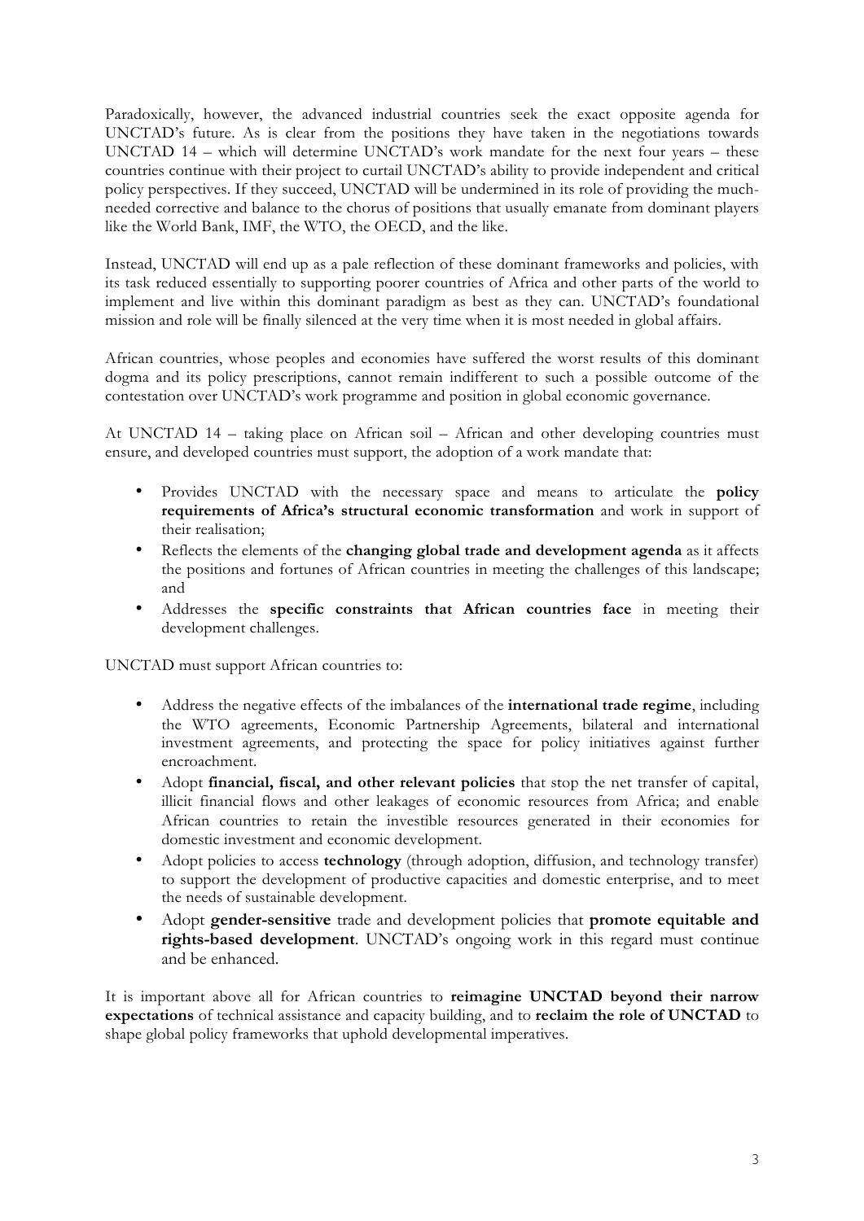Paradoxically, however, the advanced industrial countries seek the exact opposite agenda for UNCTAD's future. As is clear from the positions they have taken in the negotiations towards UNCTAD 14 – which will determine UNCTAD's work mandate for the next four years – these countries continue with their project to curtail UNCTAD's ability to provide independent and critical policy perspectives. If they succeed, UNCTAD will be undermined in its role of providing the much-needed corrective and balance to the chorus of positions that usually emanate from dominant players like the World Bank, IMF, the WTO, the OECD, and the like.

Instead, UNCTAD will end up as a pale reflection of these dominant frameworks and policies, with its task reduced essentially to supporting poorer countries of Africa and other parts of the world to implement and live within this dominant paradigm as best as they can. UNCTAD's foundational mission and role will be finally silenced at the very time when it is most needed in global affairs.

African countries, whose peoples and economies have suffered the worst results of this dominant dogma and its policy prescriptions, cannot remain indifferent to such a possible outcome of the contestation over UNCTAD's work programme and position in global economic governance.

At UNCTAD 14 – taking place on African soil – African and other developing countries must ensure, and developed countries must support, the adoption of a work mandate that:

- Provides UNCTAD with the necessary space and means to articulate the **policy requirements of Africa's structural economic transformation** and work in support of their realisation;
- Reflects the elements of the **changing global trade and development agenda** as it affects the positions and fortunes of African countries in meeting the challenges of this landscape; and
- Addresses the **specific constraints that African countries face** in meeting their development challenges.

UNCTAD must support African countries to:

- Address the negative effects of the imbalances of the **international trade regime**, including the WTO agreements, Economic Partnership Agreements, bilateral and international investment agreements, and protecting the space for policy initiatives against further encroachment.
- Adopt **financial, fiscal, and other relevant policies** that stop the net transfer of capital, illicit financial flows and other leakages of economic resources from Africa; and enable African countries to retain the investible resources generated in their economies for domestic investment and economic development.
- Adopt policies to access **technology** (through adoption, diffusion, and technology transfer) to support the development of productive capacities and domestic enterprise, and to meet the needs of sustainable development.
- Adopt **gender-sensitive** trade and development policies that **promote equitable and rights-based development**. UNCTAD's ongoing work in this regard must continue and be enhanced.

It is important above all for African countries to **reimagine UNCTAD beyond their narrow expectations** of technical assistance and capacity building, and to **reclaim the role of UNCTAD** to shape global policy frameworks that uphold developmental imperatives.